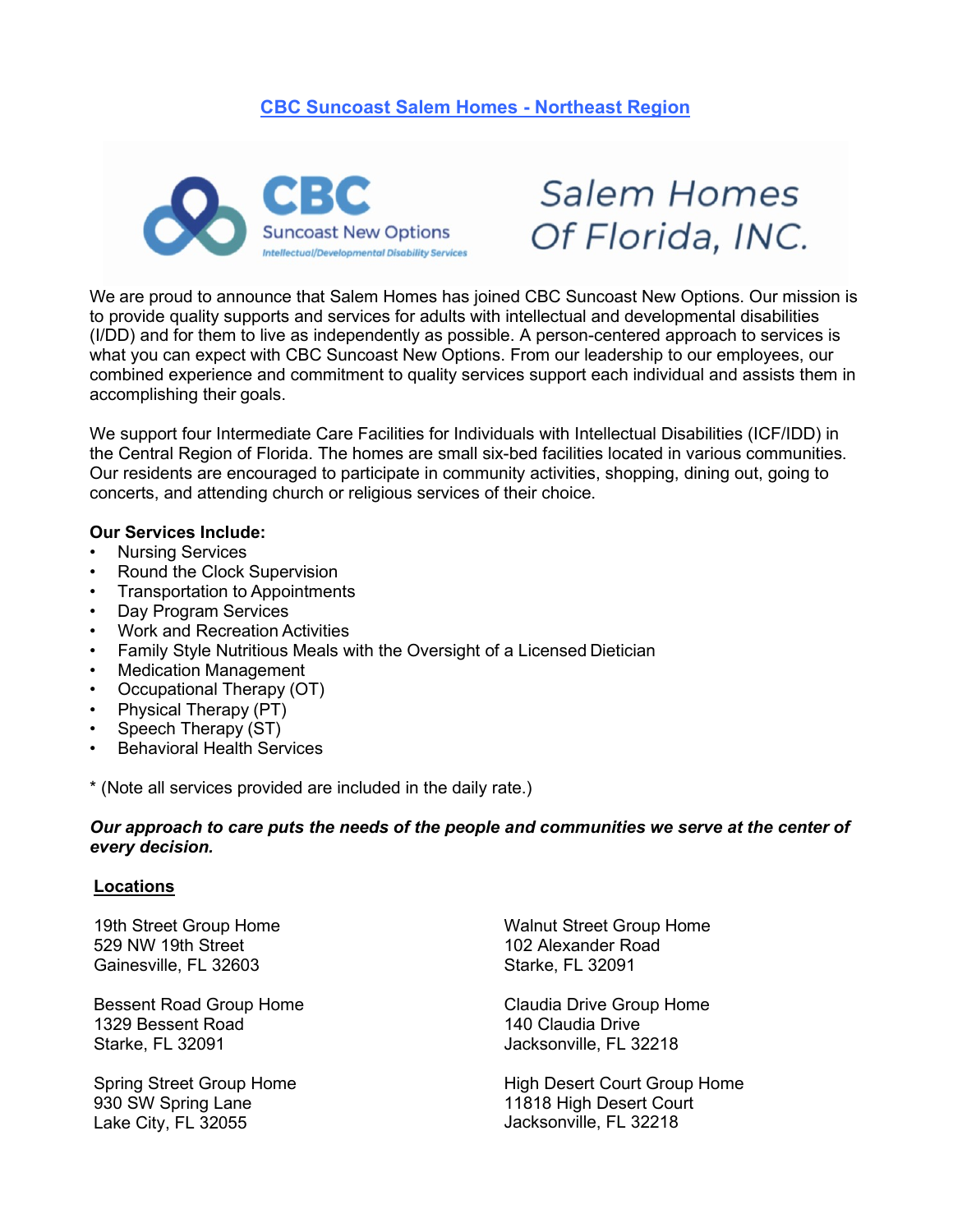# [CBC Suncoast Salem Homes - Northeast Region]

CBC Suncoast New Options
Intellectual/Developmental Disability Services

Salem Homes Of Florida, INC.

We are proud to announce that Salem Homes has joined CBC Suncoast New Options. Our mission is to provide quality supports and services for adults with intellectual and developmental disabilities (I/DD) and for them to live as independently as possible. A person-centered approach to services is what you can expect with CBC Suncoast New Options. From our leadership to our employees, our combined experience and commitment to quality services support each individual and assists them in accomplishing their goals.

We support four Intermediate Care Facilities for Individuals with Intellectual Disabilities (ICF/IDD) in the Central Region of Florida. The homes are small six-bed facilities located in various communities. Our residents are encouraged to participate in community activities, shopping, dining out, going to concerts, and attending church or religious services of their choice.

**Our Services Include:**

- Nursing Services
- Round the Clock Supervision
- Transportation to Appointments
- Day Program Services
- Work and Recreation Activities
- Family Style Nutritious Meals with the Oversight of a Licensed Dietician
- Medication Management
- Occupational Therapy (OT)
- Physical Therapy (PT)
- Speech Therapy (ST)
- Behavioral Health Services

* (Note all services provided are included in the daily rate.)

***Our approach to care puts the needs of the people and communities we serve at the center of every decision.***

## Locations

19th Street Group Home
529 NW 19th Street
Gainesville, FL 32603

Bessent Road Group Home
1329 Bessent Road
Starke, FL 32091

Spring Street Group Home
930 SW Spring Lane
Lake City, FL 32055

Walnut Street Group Home
102 Alexander Road
Starke, FL 32091

Claudia Drive Group Home
140 Claudia Drive
Jacksonville, FL 32218

High Desert Court Group Home
11818 High Desert Court
Jacksonville, FL 32218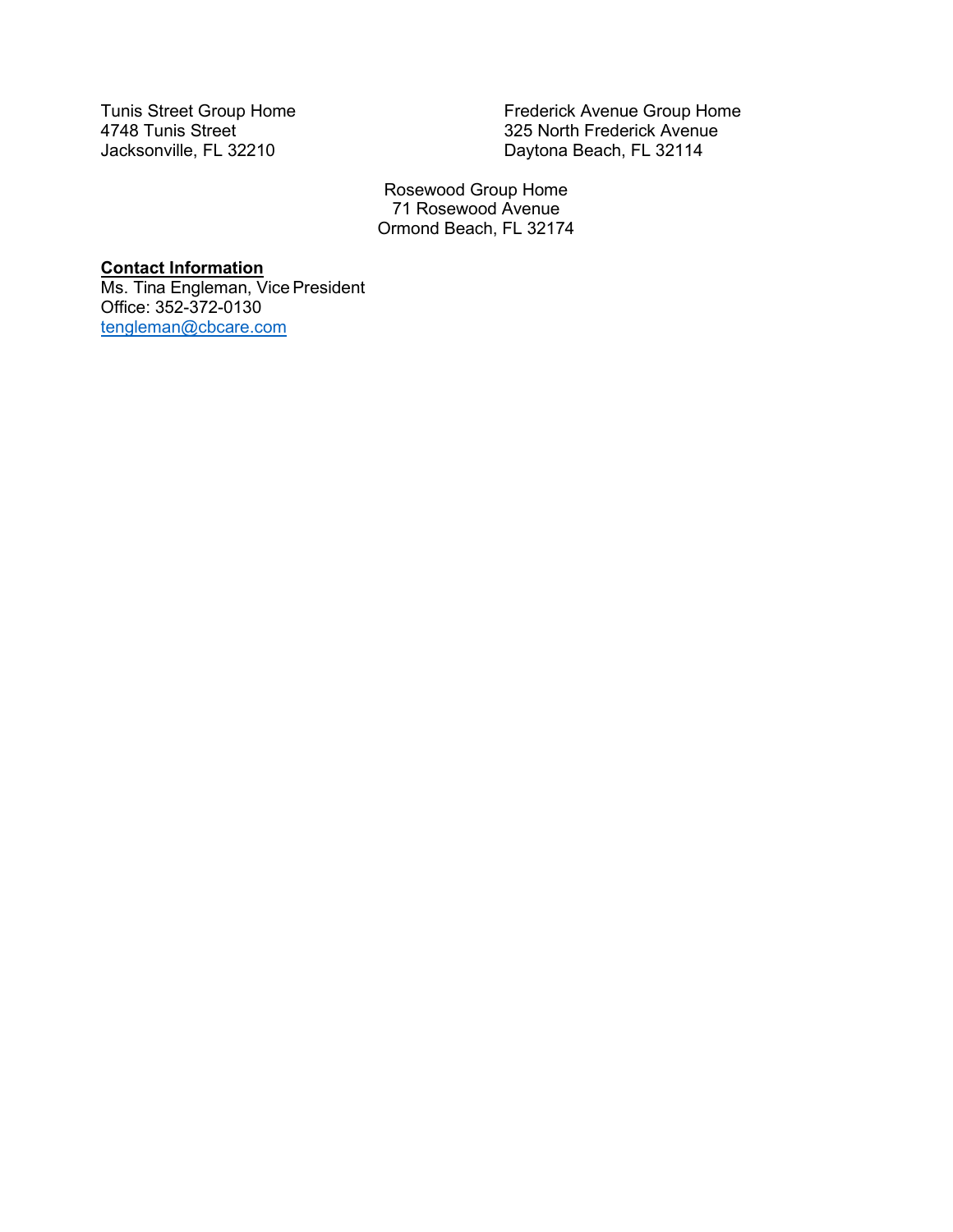Tunis Street Group Home
4748 Tunis Street
Jacksonville, FL 32210

Frederick Avenue Group Home
325 North Frederick Avenue
Daytona Beach, FL 32114

Rosewood Group Home
71 Rosewood Avenue
Ormond Beach, FL 32174

**Contact Information**

Ms. Tina Engleman, Vice President
Office: 352-372-0130
tengleman@cbcare.com